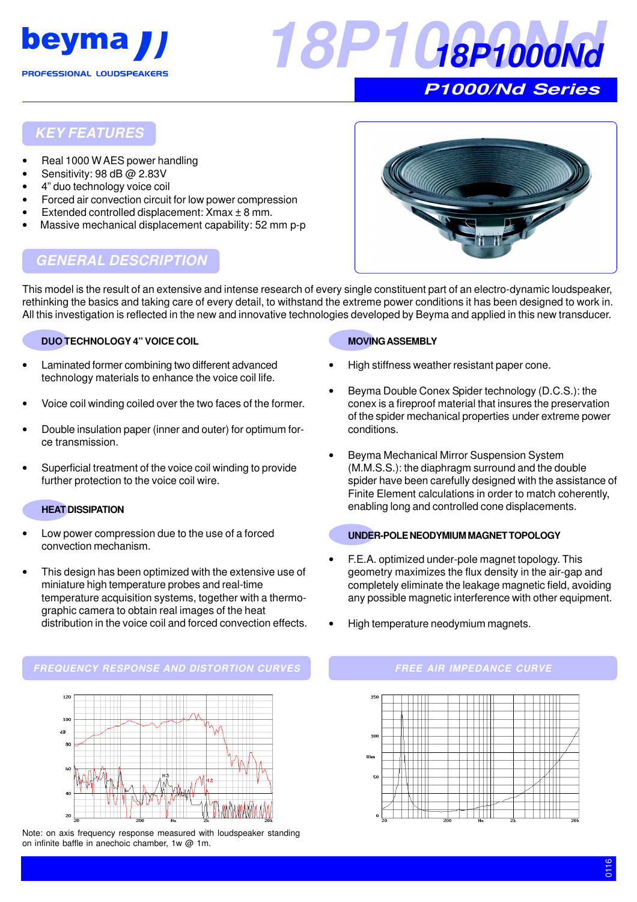beyma

PROFESSIONAL LOUDSPEAKERS

# 18P1000Nd

## P1000/Nd Series

## KEY FEATURES

- Real 1000 W AES power handling
- Sensitivity: 98 dB @ 2.83V
- 4" duo technology voice coil
- Forced air convection circuit for low power compression
- Extended controlled displacement: Xmax ± 8 mm.
- Massive mechanical displacement capability: 52 mm p-p

## GENERAL DESCRIPTION

This model is the result of an extensive and intense research of every single constituent part of an electro-dynamic loudspeaker, rethinking the basics and taking care of every detail, to withstand the extreme power conditions it has been designed to work in. All this investigation is reflected in the new and innovative technologies developed by Beyma and applied in this new transducer.

### DUO TECHNOLOGY 4" VOICE COIL

- Laminated former combining two different advanced technology materials to enhance the voice coil life.
- Voice coil winding coiled over the two faces of the former.
- Double insulation paper (inner and outer) for optimum force transmission.
- Superficial treatment of the voice coil winding to provide further protection to the voice coil wire.

### HEAT DISSIPATION

- Low power compression due to the use of a forced convection mechanism.
- This design has been optimized with the extensive use of miniature high temperature probes and real-time temperature acquisition systems, together with a thermographic camera to obtain real images of the heat distribution in the voice coil and forced convection effects.

### MOVING ASSEMBLY

- High stiffness weather resistant paper cone.
- Beyma Double Conex Spider technology (D.C.S.): the conex is a fireproof material that insures the preservation of the spider mechanical properties under extreme power conditions.
- Beyma Mechanical Mirror Suspension System (M.M.S.S.): the diaphragm surround and the double spider have been carefully designed with the assistance of Finite Element calculations in order to match coherently, enabling long and controlled cone displacements.

### UNDER-POLE NEODYMIUM MAGNET TOPOLOGY

- F.E.A. optimized under-pole magnet topology. This geometry maximizes the flux density in the air-gap and completely eliminate the leakage magnetic field, avoiding any possible magnetic interference with other equipment.
- High temperature neodymium magnets.

## FREQUENCY RESPONSE AND DISTORTION CURVES

Note: on axis frequency response measured with loudspeaker standing on infinite baffle in anechoic chamber, 1w @ 1m.

## FREE AIR IMPEDANCE CURVE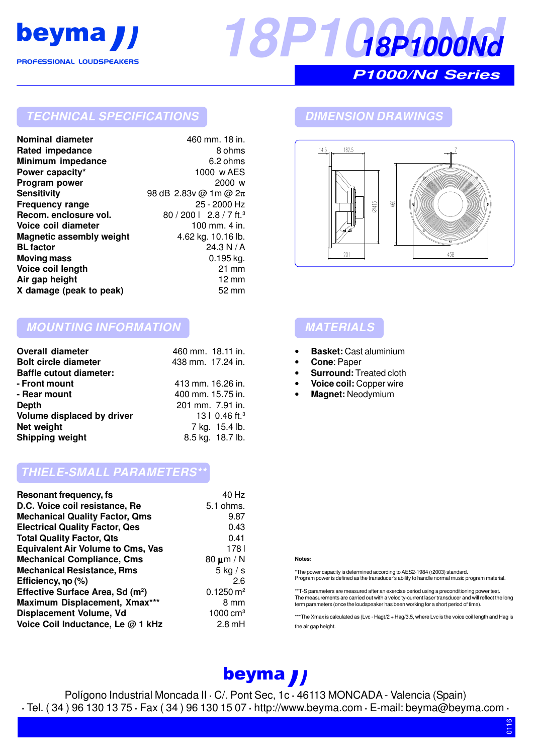# 18P1000Nd

## P1000/Nd Series

beyma
PROFESSIONAL LOUDSPEAKERS

## TECHNICAL SPECIFICATIONS

| | |
|---|---|
| **Nominal diameter** | 460 mm. 18 in. |
| **Rated impedance** | 8 ohms |
| **Minimum impedance** | 6.2 ohms |
| **Power capacity*** | 1000 w AES |
| **Program power** | 2000 w |
| **Sensitivity** | 98 dB 2.83v @ 1m @ 2π |
| **Frequency range** | 25 - 2000 Hz |
| **Recom. enclosure vol.** | 80 / 200 l 2.8 / 7 ft.$^3$ |
| **Voice coil diameter** | 100 mm. 4 in. |
| **Magnetic assembly weight** | 4.62 kg. 10.16 lb. |
| **BL factor** | 24.3 N / A |
| **Moving mass** | 0.195 kg. |
| **Voice coil length** | 21 mm |
| **Air gap height** | 12 mm |
| **X damage (peak to peak)** | 52 mm |

## DIMENSION DRAWINGS

14.5
182.5
7
Ø413
460
201
438

## MOUNTING INFORMATION

| | |
|---|---|
| **Overall diameter** | 460 mm. 18.11 in. |
| **Bolt circle diameter** | 438 mm. 17.24 in. |
| **Baffle cutout diameter:** | |
| **- Front mount** | 413 mm. 16.26 in. |
| **- Rear mount** | 400 mm. 15.75 in. |
| **Depth** | 201 mm. 7.91 in. |
| **Volume displaced by driver** | 13 l 0.46 ft.$^3$ |
| **Net weight** | 7 kg. 15.4 lb. |
| **Shipping weight** | 8.5 kg. 18.7 lb. |

## MATERIALS

- **Basket:** Cast aluminium
- **Cone**: Paper
- **Surround:** Treated cloth
- **Voice coil:** Copper wire
- **Magnet:** Neodymium

## THIELE-SMALL PARAMETERS**

| | |
|---|---|
| **Resonant frequency, fs** | 40 Hz |
| **D.C. Voice coil resistance, Re** | 5.1 ohms. |
| **Mechanical Quality Factor, Qms** | 9.87 |
| **Electrical Quality Factor, Qes** | 0.43 |
| **Total Quality Factor, Qts** | 0.41 |
| **Equivalent Air Volume to Cms, Vas** | 178 l |
| **Mechanical Compliance, Cms** | 80 µm / N |
| **Mechanical Resistance, Rms** | 5 kg / s |
| **Efficiency, ηo (%)** | 2.6 |
| **Effective Surface Area, Sd (m$^2$)** | 0.1250 m$^2$ |
| **Maximum Displacement, Xmax*** ** | 8 mm |
| **Displacement Volume, Vd** | 1000 cm$^3$ |
| **Voice Coil Inductance, Le @ 1 kHz** | 2.8 mH |

**Notes:**

*The power capacity is determined according to AES2-1984 (r2003) standard.
Program power is defined as the transducer's ability to handle normal music program material.

**T-S parameters are measured after an exercise period using a preconditioning power test.
The measurements are carried out with a velocity-current laser transducer and will reflect the long term parameters (once the loudspeaker has been working for a short period of time).

***The Xmax is calculated as (Lvc - Hag)/2 + Hag/3.5, where Lvc is the voice coil length and Hag is the air gap height.

beyma

Polígono Industrial Moncada II · C/. Pont Sec, 1c · 46113 MONCADA - Valencia (Spain)
· Tel. ( 34 ) 96 130 13 75 · Fax ( 34 ) 96 130 15 07 · http://www.beyma.com · E-mail: beyma@beyma.com ·

0116